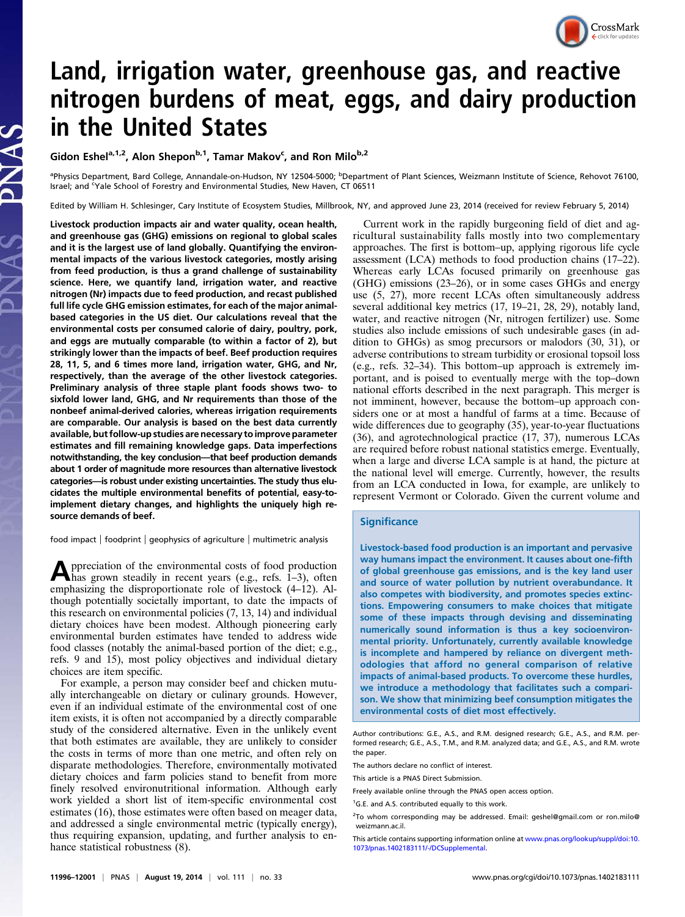# Land, irrigation water, greenhouse gas, and reactive nitrogen burdens of meat, eggs, and dairy production in the United States

Gidon Eshel[a,1,2], Alon Shepon[b,1], Tamar Makov[c], and Ron Milo[b,2]

[a]Physics Department, Bard College, Annandale-on-Hudson, NY 12504-5000; [b]Department of Plant Sciences, Weizmann Institute of Science, Rehovot 76100, Israel; and [c]Yale School of Forestry and Environmental Studies, New Haven, CT 06511

Edited by William H. Schlesinger, Cary Institute of Ecosystem Studies, Millbrook, NY, and approved June 23, 2014 (received for review February 5, 2014)

**Livestock production impacts air and water quality, ocean health, and greenhouse gas (GHG) emissions on regional to global scales and it is the largest use of land globally. Quantifying the environmental impacts of the various livestock categories, mostly arising from feed production, is thus a grand challenge of sustainability science. Here, we quantify land, irrigation water, and reactive nitrogen (Nr) impacts due to feed production, and recast published full life cycle GHG emission estimates, for each of the major animal-based categories in the US diet. Our calculations reveal that the environmental costs per consumed calorie of dairy, poultry, pork, and eggs are mutually comparable (to within a factor of 2), but strikingly lower than the impacts of beef. Beef production requires 28, 11, 5, and 6 times more land, irrigation water, GHG, and Nr, respectively, than the average of the other livestock categories. Preliminary analysis of three staple plant foods shows two- to sixfold lower land, GHG, and Nr requirements than those of the nonbeef animal-derived calories, whereas irrigation requirements are comparable. Our analysis is based on the best data currently available, but follow-up studies are necessary to improve parameter estimates and fill remaining knowledge gaps. Data imperfections notwithstanding, the key conclusion—that beef production demands about 1 order of magnitude more resources than alternative livestock categories—is robust under existing uncertainties. The study thus elucidates the multiple environmental benefits of potential, easy-to-implement dietary changes, and highlights the uniquely high resource demands of beef.**

food impact | foodprint | geophysics of agriculture | multimetric analysis

Appreciation of the environmental costs of food production has grown steadily in recent years (e.g., refs. 1–3), often emphasizing the disproportionate role of livestock (4–12). Although potentially societally important, to date the impacts of this research on environmental policies (7, 13, 14) and individual dietary choices have been modest. Although pioneering early environmental burden estimates have tended to address wide food classes (notably the animal-based portion of the diet; e.g., refs. 9 and 15), most policy objectives and individual dietary choices are item specific.

For example, a person may consider beef and chicken mutually interchangeable on dietary or culinary grounds. However, even if an individual estimate of the environmental cost of one item exists, it is often not accompanied by a directly comparable study of the considered alternative. Even in the unlikely event that both estimates are available, they are unlikely to consider the costs in terms of more than one metric, and often rely on disparate methodologies. Therefore, environmentally motivated dietary choices and farm policies stand to benefit from more finely resolved environutritional information. Although early work yielded a short list of item-specific environmental cost estimates (16), those estimates were often based on meager data, and addressed a single environmental metric (typically energy), thus requiring expansion, updating, and further analysis to enhance statistical robustness (8).

Current work in the rapidly burgeoning field of diet and agricultural sustainability falls mostly into two complementary approaches. The first is bottom–up, applying rigorous life cycle assessment (LCA) methods to food production chains (17–22). Whereas early LCAs focused primarily on greenhouse gas (GHG) emissions (23–26), or in some cases GHGs and energy use (5, 27), more recent LCAs often simultaneously address several additional key metrics (17, 19–21, 28, 29), notably land, water, and reactive nitrogen (Nr, nitrogen fertilizer) use. Some studies also include emissions of such undesirable gases (in addition to GHGs) as smog precursors or malodors (30, 31), or adverse contributions to stream turbidity or erosional topsoil loss (e.g., refs. 32–34). This bottom–up approach is extremely important, and is poised to eventually merge with the top–down national efforts described in the next paragraph. This merger is not imminent, however, because the bottom–up approach considers one or at most a handful of farms at a time. Because of wide differences due to geography (35), year-to-year fluctuations (36), and agrotechnological practice (17, 37), numerous LCAs are required before robust national statistics emerge. Eventually, when a large and diverse LCA sample is at hand, the picture at the national level will emerge. Currently, however, the results from an LCA conducted in Iowa, for example, are unlikely to represent Vermont or Colorado. Given the current volume and

## Significance

**Livestock-based food production is an important and pervasive way humans impact the environment. It causes about one-fifth of global greenhouse gas emissions, and is the key land user and source of water pollution by nutrient overabundance. It also competes with biodiversity, and promotes species extinctions. Empowering consumers to make choices that mitigate some of these impacts through devising and disseminating numerically sound information is thus a key socioenvironmental priority. Unfortunately, currently available knowledge is incomplete and hampered by reliance on divergent methodologies that afford no general comparison of relative impacts of animal-based products. To overcome these hurdles, we introduce a methodology that facilitates such a comparison. We show that minimizing beef consumption mitigates the environmental costs of diet most effectively.**

Author contributions: G.E., A.S., and R.M. designed research; G.E., A.S., and R.M. performed research; G.E., A.S., T.M., and R.M. analyzed data; and G.E., A.S., and R.M. wrote the paper.

The authors declare no conflict of interest.

This article is a PNAS Direct Submission.

Freely available online through the PNAS open access option.

[1]G.E. and A.S. contributed equally to this work.

[2]To whom correspondence may be addressed. Email: geshel@gmail.com or ron.milo@weizmann.ac.il.

This article contains supporting information online at www.pnas.org/lookup/suppl/doi:10.1073/pnas.1402183111/-/DCSupplemental.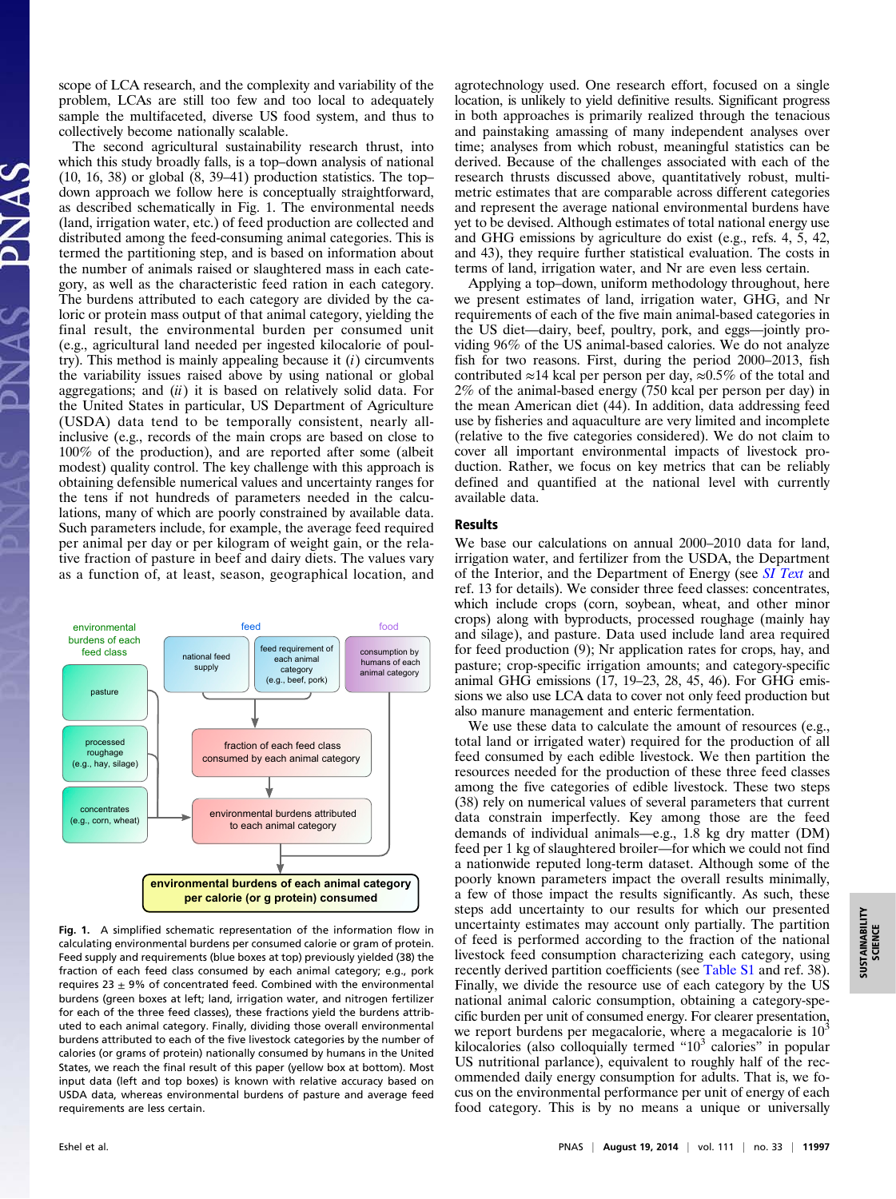scope of LCA research, and the complexity and variability of the problem, LCAs are still too few and too local to adequately sample the multifaceted, diverse US food system, and thus to collectively become nationally scalable.

The second agricultural sustainability research thrust, into which this study broadly falls, is a top–down analysis of national (10, 16, 38) or global (8, 39–41) production statistics. The top–down approach we follow here is conceptually straightforward, as described schematically in Fig. 1. The environmental needs (land, irrigation water, etc.) of feed production are collected and distributed among the feed-consuming animal categories. This is termed the partitioning step, and is based on information about the number of animals raised or slaughtered mass in each category, as well as the characteristic feed ration in each category. The burdens attributed to each category are divided by the caloric or protein mass output of that animal category, yielding the final result, the environmental burden per consumed unit (e.g., agricultural land needed per ingested kilocalorie of poultry). This method is mainly appealing because it (*i*) circumvents the variability issues raised above by using national or global aggregations; and (*ii*) it is based on relatively solid data. For the United States in particular, US Department of Agriculture (USDA) data tend to be temporally consistent, nearly all-inclusive (e.g., records of the main crops are based on close to 100% of the production), and are reported after some (albeit modest) quality control. The key challenge with this approach is obtaining defensible numerical values and uncertainty ranges for the tens if not hundreds of parameters needed in the calculations, many of which are poorly constrained by available data. Such parameters include, for example, the average feed required per animal per day or per kilogram of weight gain, or the relative fraction of pasture in beef and dairy diets. The values vary as a function of, at least, season, geographical location, and agrotechnology used. One research effort, focused on a single location, is unlikely to yield definitive results. Significant progress in both approaches is primarily realized through the tenacious and painstaking amassing of many independent analyses over time; analyses from which robust, meaningful statistics can be derived. Because of the challenges associated with each of the research thrusts discussed above, quantitatively robust, multimetric estimates that are comparable across different categories and represent the average national environmental burdens have yet to be devised. Although estimates of total national energy use and GHG emissions by agriculture do exist (e.g., refs. 4, 5, 42, and 43), they require further statistical evaluation. The costs in terms of land, irrigation water, and Nr are even less certain.

environmental burdens of each feed class

feed

food

pasture

processed roughage (e.g., hay, silage)

concentrates (e.g., corn, wheat)

national feed supply

feed requirement of each animal category (e.g., beef, pork)

consumption by humans of each animal category

fraction of each feed class consumed by each animal category

environmental burdens attributed to each animal category

environmental burdens of each animal category per calorie (or g protein) consumed

**Fig. 1.** A simplified schematic representation of the information flow in calculating environmental burdens per consumed calorie or gram of protein. Feed supply and requirements (blue boxes at top) previously yielded (38) the fraction of each feed class consumed by each animal category; e.g., pork requires 23 ± 9% of concentrated feed. Combined with the environmental burdens (green boxes at left; land, irrigation water, and nitrogen fertilizer for each of the three feed classes), these fractions yield the burdens attributed to each animal category. Finally, dividing those overall environmental burdens attributed to each of the five livestock categories by the number of calories (or grams of protein) nationally consumed by humans in the United States, we reach the final result of this paper (yellow box at bottom). Most input data (left and top boxes) is known with relative accuracy based on USDA data, whereas environmental burdens of pasture and average feed requirements are less certain.

Applying a top–down, uniform methodology throughout, here we present estimates of land, irrigation water, GHG, and Nr requirements of each of the five main animal-based categories in the US diet—dairy, beef, poultry, pork, and eggs—jointly providing 96% of the US animal-based calories. We do not analyze fish for two reasons. First, during the period 2000–2013, fish contributed ≈14 kcal per person per day, ≈0.5% of the total and 2% of the animal-based energy (750 kcal per person per day) in the mean American diet (44). In addition, data addressing feed use by fisheries and aquaculture are very limited and incomplete (relative to the five categories considered). We do not claim to cover all important environmental impacts of livestock production. Rather, we focus on key metrics that can be reliably defined and quantified at the national level with currently available data.

## Results

We base our calculations on annual 2000–2010 data for land, irrigation water, and fertilizer from the USDA, the Department of the Interior, and the Department of Energy (see *SI Text* and ref. 13 for details). We consider three feed classes: concentrates, which include crops (corn, soybean, wheat, and other minor crops) along with byproducts, processed roughage (mainly hay and silage), and pasture. Data used include land area required for feed production (9); Nr application rates for crops, hay, and pasture; crop-specific irrigation amounts; and category-specific animal GHG emissions (17, 19–23, 28, 45, 46). For GHG emissions we also use LCA data to cover not only feed production but also manure management and enteric fermentation.

We use these data to calculate the amount of resources (e.g., total land or irrigated water) required for the production of all feed consumed by each edible livestock. We then partition the resources needed for the production of these three feed classes among the five categories of edible livestock. These two steps (38) rely on numerical values of several parameters that current data constrain imperfectly. Key among those are the feed demands of individual animals—e.g., 1.8 kg dry matter (DM) feed per 1 kg of slaughtered broiler—for which we could not find a nationwide reputed long-term dataset. Although some of the poorly known parameters impact the overall results minimally, a few of those impact the results significantly. As such, these steps add uncertainty to our results for which our presented uncertainty estimates may account only partially. The partition of feed is performed according to the fraction of the national livestock feed consumption characterizing each category, using recently derived partition coefficients (see Table S1 and ref. 38). Finally, we divide the resource use of each category by the US national animal caloric consumption, obtaining a category-specific burden per unit of consumed energy. For clearer presentation, we report burdens per megacalorie, where a megacalorie is $10^3$ kilocalories (also colloquially termed "$10^3$ calories" in popular US nutritional parlance), equivalent to roughly half of the recommended daily energy consumption for adults. That is, we focus on the environmental performance per unit of energy of each food category. This is by no means a unique or universally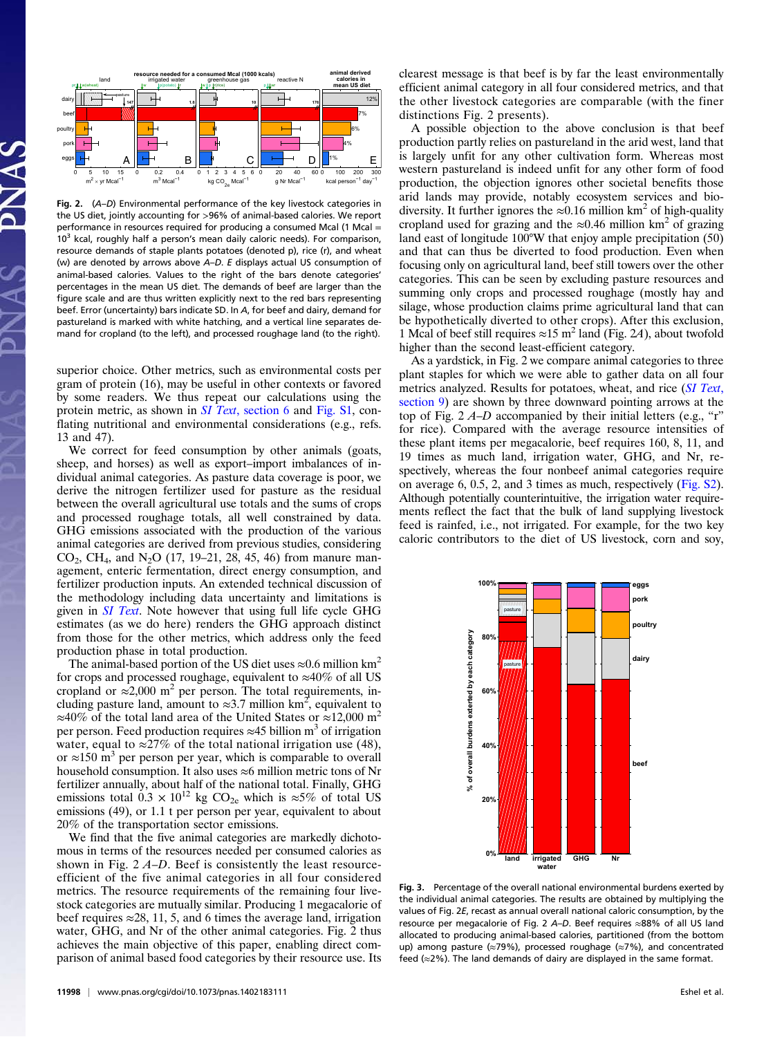Fig. 2. (A–D) Environmental performance of the key livestock categories in the US diet, jointly accounting for >96% of animal-based calories. We report performance in resources required for producing a consumed Mcal (1 Mcal = $10^3$ kcal, roughly half a person's mean daily caloric needs). For comparison, resource demands of staple plants potatoes (denoted p), rice (r), and wheat (w) are denoted by arrows above A–D. E displays actual US consumption of animal-based calories. Values to the right of the bars denote categories' percentages in the mean US diet. The demands of beef are larger than the figure scale and are thus written explicitly next to the red bars representing beef. Error (uncertainty) bars indicate SD. In A, for beef and dairy, demand for pastureland is marked with white hatching, and a vertical line separates demand for cropland (to the left), and processed roughage land (to the right).

superior choice. Other metrics, such as environmental costs per gram of protein (16), may be useful in other contexts or favored by some readers. We thus repeat our calculations using the protein metric, as shown in *SI Text*, section 6 and Fig. S1, conflating nutritional and environmental considerations (e.g., refs. 13 and 47).

We correct for feed consumption by other animals (goats, sheep, and horses) as well as export–import imbalances of individual animal categories. As pasture data coverage is poor, we derive the nitrogen fertilizer used for pasture as the residual between the overall agricultural use totals and the sums of crops and processed roughage totals, all well constrained by data. GHG emissions associated with the production of the various animal categories are derived from previous studies, considering $CO_2$, $CH_4$, and $N_2O$ (17, 19–21, 28, 45, 46) from manure management, enteric fermentation, direct energy consumption, and fertilizer production inputs. An extended technical discussion of the methodology including data uncertainty and limitations is given in *SI Text*. Note however that using full life cycle GHG estimates (as we do here) renders the GHG approach distinct from those for the other metrics, which address only the feed production phase in total production.

The animal-based portion of the US diet uses ≈0.6 million $km^2$ for crops and processed roughage, equivalent to ≈40% of all US cropland or ≈2,000 $m^2$ per person. The total requirements, including pasture land, amount to ≈3.7 million $km^2$, equivalent to ≈40% of the total land area of the United States or ≈12,000 $m^2$ per person. Feed production requires ≈45 billion $m^3$ of irrigation water, equal to ≈27% of the total national irrigation use (48), or ≈150 $m^3$ per person per year, which is comparable to overall household consumption. It also uses ≈6 million metric tons of Nr fertilizer annually, about half of the national total. Finally, GHG emissions total $0.3 \times 10^{12}$ kg $CO_{2e}$ which is ≈5% of total US emissions (49), or 1.1 t per person per year, equivalent to about 20% of the transportation sector emissions.

We find that the five animal categories are markedly dichotomous in terms of the resources needed per consumed calories as shown in Fig. 2 A–D. Beef is consistently the least resource-efficient of the five animal categories in all four considered metrics. The resource requirements of the remaining four livestock categories are mutually similar. Producing 1 megacalorie of beef requires ≈28, 11, 5, and 6 times the average land, irrigation water, GHG, and Nr of the other animal categories. Fig. 2 thus achieves the main objective of this paper, enabling direct comparison of animal based food categories by their resource use. Its clearest message is that beef is by far the least environmentally efficient animal category in all four considered metrics, and that the other livestock categories are comparable (with the finer distinctions Fig. 2 presents).

A possible objection to the above conclusion is that beef production partly relies on pastureland in the arid west, land that is largely unfit for any other cultivation form. Whereas most western pastureland is indeed unfit for any other form of food production, the objection ignores other societal benefits those arid lands may provide, notably ecosystem services and biodiversity. It further ignores the ≈0.16 million $km^2$ of high-quality cropland used for grazing and the ≈0.46 million $km^2$ of grazing land east of longitude 100°W that enjoy ample precipitation (50) and that can thus be diverted to food production. Even when focusing only on agricultural land, beef still towers over the other categories. This can be seen by excluding pasture resources and summing only crops and processed roughage (mostly hay and silage, whose production claims prime agricultural land that can be hypothetically diverted to other crops). After this exclusion, 1 Mcal of beef still requires ≈15 $m^2$ land (Fig. 2A), about twofold higher than the second least-efficient category.

As a yardstick, in Fig. 2 we compare animal categories to three plant staples for which we were able to gather data on all four metrics analyzed. Results for potatoes, wheat, and rice (*SI Text*, section 9) are shown by three downward pointing arrows at the top of Fig. 2 A–D accompanied by their initial letters (e.g., "r" for rice). Compared with the average resource intensities of these plant items per megacalorie, beef requires 160, 8, 11, and 19 times as much land, irrigation water, GHG, and Nr, respectively, whereas the four nonbeef animal categories require on average 6, 0.5, 2, and 3 times as much, respectively (Fig. S2). Although potentially counterintuitive, the irrigation water requirements reflect the fact that the bulk of land supplying livestock feed is rainfed, i.e., not irrigated. For example, for the two key caloric contributors to the diet of US livestock, corn and soy,

Fig. 3. Percentage of the overall national environmental burdens exerted by the individual animal categories. The results are obtained by multiplying the values of Fig. 2E, recast as annual overall national caloric consumption, by the resource per megacalorie of Fig. 2 A–D. Beef requires ≈88% of all US land allocated to producing animal-based calories, partitioned (from the bottom up) among pasture (≈79%), processed roughage (≈7%), and concentrated feed (≈2%). The land demands of dairy are displayed in the same format.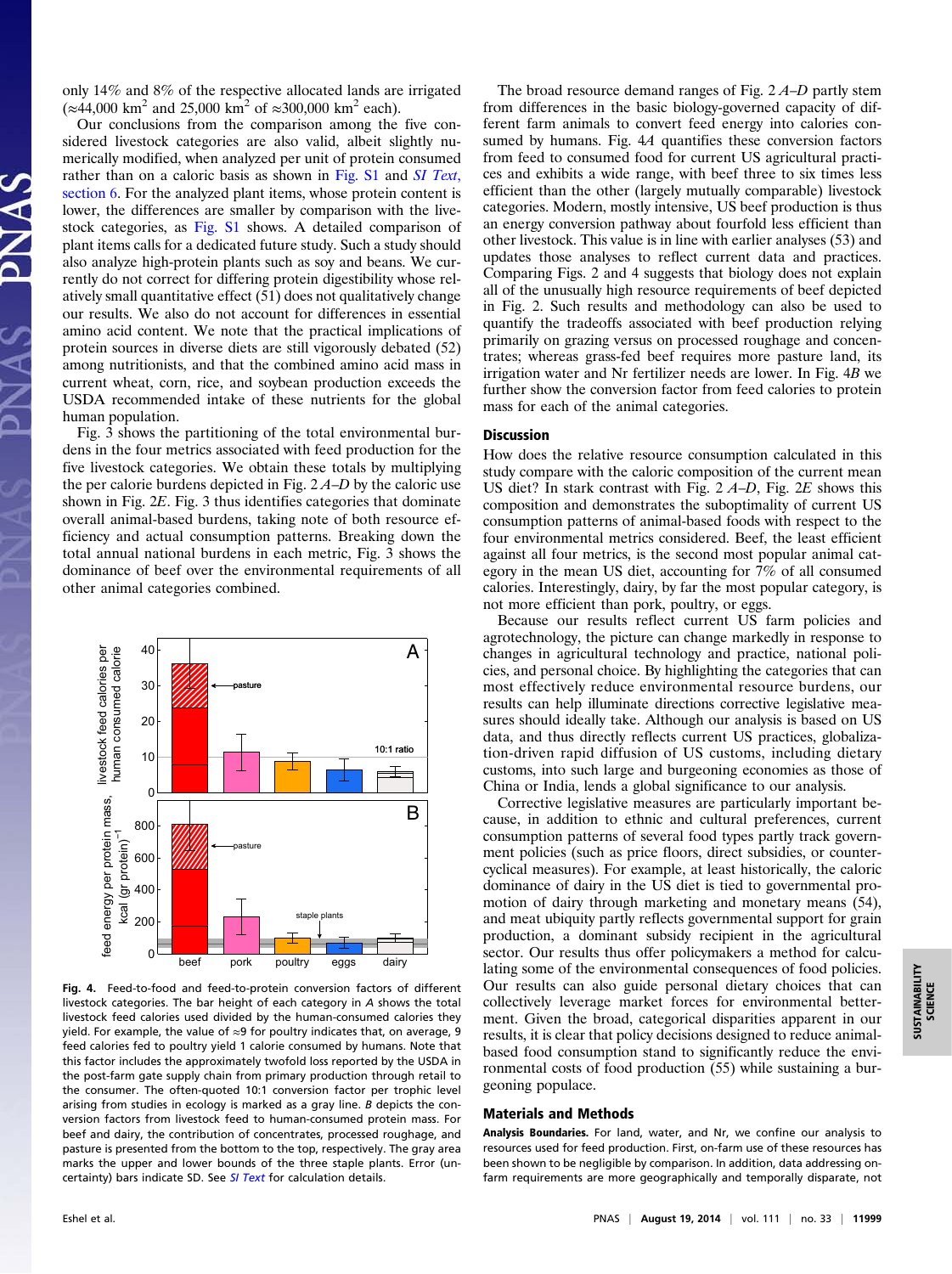only 14% and 8% of the respective allocated lands are irrigated (≈44,000 $km^2$ and 25,000 $km^2$ of ≈300,000 $km^2$ each).

Our conclusions from the comparison among the five considered livestock categories are also valid, albeit slightly numerically modified, when analyzed per unit of protein consumed rather than on a caloric basis as shown in Fig. S1 and *SI Text*, section 6. For the analyzed plant items, whose protein content is lower, the differences are smaller by comparison with the livestock categories, as Fig. S1 shows. A detailed comparison of plant items calls for a dedicated future study. Such a study should also analyze high-protein plants such as soy and beans. We currently do not correct for differing protein digestibility whose relatively small quantitative effect (51) does not qualitatively change our results. We also do not account for differences in essential amino acid content. We note that the practical implications of protein sources in diverse diets are still vigorously debated (52) among nutritionists, and that the combined amino acid mass in current wheat, corn, rice, and soybean production exceeds the USDA recommended intake of these nutrients for the global human population.

Fig. 3 shows the partitioning of the total environmental burdens in the four metrics associated with feed production for the five livestock categories. We obtain these totals by multiplying the per calorie burdens depicted in Fig. 2 *A–D* by the caloric use shown in Fig. 2*E*. Fig. 3 thus identifies categories that dominate overall animal-based burdens, taking note of both resource efficiency and actual consumption patterns. Breaking down the total annual national burdens in each metric, Fig. 3 shows the dominance of beef over the environmental requirements of all other animal categories combined.

**Fig. 4.** Feed-to-food and feed-to-protein conversion factors of different livestock categories. The bar height of each category in *A* shows the total livestock feed calories used divided by the human-consumed calories they yield. For example, the value of ≈9 for poultry indicates that, on average, 9 feed calories fed to poultry yield 1 calorie consumed by humans. Note that this factor includes the approximately twofold loss reported by the USDA in the post-farm gate supply chain from primary production through retail to the consumer. The often-quoted 10:1 conversion factor per trophic level arising from studies in ecology is marked as a gray line. *B* depicts the conversion factors from livestock feed to human-consumed protein mass. For beef and dairy, the contribution of concentrates, processed roughage, and pasture is presented from the bottom to the top, respectively. The gray area marks the upper and lower bounds of the three staple plants. Error (uncertainty) bars indicate SD. See *SI Text* for calculation details.

The broad resource demand ranges of Fig. 2 *A–D* partly stem from differences in the basic biology-governed capacity of different farm animals to convert feed energy into calories consumed by humans. Fig. 4*A* quantifies these conversion factors from feed to consumed food for current US agricultural practices and exhibits a wide range, with beef three to six times less efficient than the other (largely mutually comparable) livestock categories. Modern, mostly intensive, US beef production is thus an energy conversion pathway about fourfold less efficient than other livestock. This value is in line with earlier analyses (53) and updates those analyses to reflect current data and practices. Comparing Figs. 2 and 4 suggests that biology does not explain all of the unusually high resource requirements of beef depicted in Fig. 2. Such results and methodology can also be used to quantify the tradeoffs associated with beef production relying primarily on grazing versus on processed roughage and concentrates; whereas grass-fed beef requires more pasture land, its irrigation water and Nr fertilizer needs are lower. In Fig. 4*B* we further show the conversion factor from feed calories to protein mass for each of the animal categories.

## Discussion

How does the relative resource consumption calculated in this study compare with the caloric composition of the current mean US diet? In stark contrast with Fig. 2 *A–D*, Fig. 2*E* shows this composition and demonstrates the suboptimality of current US consumption patterns of animal-based foods with respect to the four environmental metrics considered. Beef, the least efficient against all four metrics, is the second most popular animal category in the mean US diet, accounting for 7% of all consumed calories. Interestingly, dairy, by far the most popular category, is not more efficient than pork, poultry, or eggs.

Because our results reflect current US farm policies and agrotechnology, the picture can change markedly in response to changes in agricultural technology and practice, national policies, and personal choice. By highlighting the categories that can most effectively reduce environmental resource burdens, our results can help illuminate directions corrective legislative measures should ideally take. Although our analysis is based on US data, and thus directly reflects current US practices, globalization-driven rapid diffusion of US customs, including dietary customs, into such large and burgeoning economies as those of China or India, lends a global significance to our analysis.

Corrective legislative measures are particularly important because, in addition to ethnic and cultural preferences, current consumption patterns of several food types partly track government policies (such as price floors, direct subsidies, or countercyclical measures). For example, at least historically, the caloric dominance of dairy in the US diet is tied to governmental promotion of dairy through marketing and monetary means (54), and meat ubiquity partly reflects governmental support for grain production, a dominant subsidy recipient in the agricultural sector. Our results thus offer policymakers a method for calculating some of the environmental consequences of food policies. Our results can also guide personal dietary choices that can collectively leverage market forces for environmental betterment. Given the broad, categorical disparities apparent in our results, it is clear that policy decisions designed to reduce animal-based food consumption stand to significantly reduce the environmental costs of food production (55) while sustaining a burgeoning populace.

## Materials and Methods

**Analysis Boundaries.** For land, water, and Nr, we confine our analysis to resources used for feed production. First, on-farm use of these resources has been shown to be negligible by comparison. In addition, data addressing on-farm requirements are more geographically and temporally disparate, not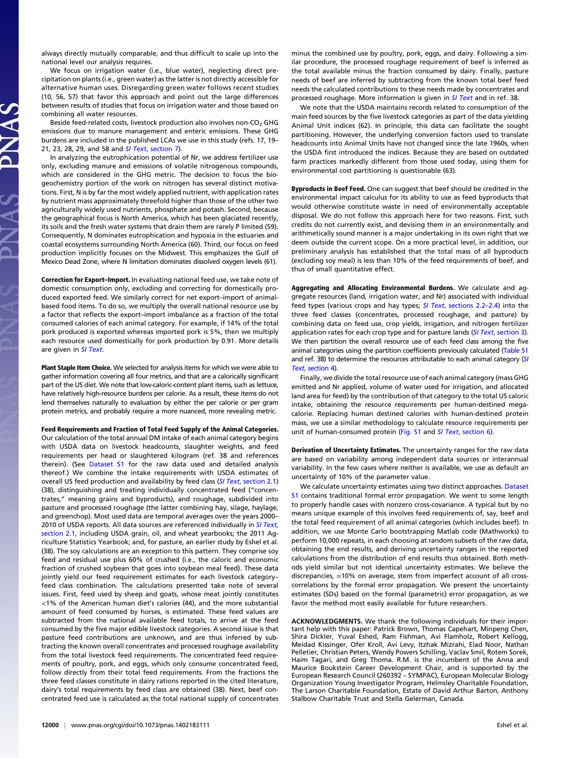always directly mutually comparable, and thus difficult to scale up into the national level our analysis requires.

We focus on irrigation water (i.e., blue water), neglecting direct precipitation on plants (i.e., green water) as the latter is not directly accessible for alternative human uses. Disregarding green water follows recent studies (10, 56, 57) that favor this approach and point out the large differences between results of studies that focus on irrigation water and those based on combining all water resources.

Beside feed-related costs, livestock production also involves non-$CO_2$ GHG emissions due to manure management and enteric emissions. These GHG burdens are included in the published LCAs we use in this study (refs. 17, 19–21, 23, 28, 29, and 58 and *SI Text*, section 7).

In analyzing the eutrophication potential of Nr, we address fertilizer use only, excluding manure and emissions of volatile nitrogenous compounds, which are considered in the GHG metric. The decision to focus the biogeochemistry portion of the work on nitrogen has several distinct motivations. First, N is by far the most widely applied nutrient, with application rates by nutrient mass approximately threefold higher than those of the other two agriculturally widely used nutrients, phosphate and potash. Second, because the geographical focus is North America, which has been glaciated recently, its soils and the fresh water systems that drain them are rarely P limited (59). Consequently, N dominates eutrophication and hypoxia in the estuaries and coastal ecosystems surrounding North America (60). Third, our focus on feed production implicitly focuses on the Midwest. This emphasizes the Gulf of Mexico Dead Zone, where N limitation dominates dissolved oxygen levels (61).

**Correction for Export–Import.** In evaluating national feed use, we take note of domestic consumption only, excluding and correcting for domestically produced exported feed. We similarly correct for net export–import of animal-based food items. To do so, we multiply the overall national resource use by a factor that reflects the export–import imbalance as a fraction of the total consumed calories of each animal category. For example, if 14% of the total pork produced is exported whereas imported pork is 5%, then we multiply each resource used domestically for pork production by 0.91. More details are given in *SI Text*.

**Plant Staple Item Choice.** We selected for analysis items for which we were able to gather information covering all four metrics, and that are a calorically significant part of the US diet. We note that low-caloric-content plant items, such as lettuce, have relatively high-resource burdens per calorie. As a result, these items do not lend themselves naturally to evaluation by either the per calorie or per gram protein metrics, and probably require a more nuanced, more revealing metric.

**Feed Requirements and Fraction of Total Feed Supply of the Animal Categories.** Our calculation of the total annual DM intake of each animal category begins with USDA data on livestock headcounts, slaughter weights, and feed requirements per head or slaughtered kilogram (ref. 38 and references therein). (See Dataset S1 for the raw data used and detailed analysis thereof.) We combine the intake requirements with USDA estimates of overall US feed production and availability by feed class (*SI Text*, section 2.1) (38), distinguishing and treating individually concentrated feed ("concentrates," meaning grains and byproducts), and roughage, subdivided into pasture and processed roughage (the latter combining hay, silage, haylage, and greenchop). Most used data are temporal averages over the years 2000–2010 of USDA reports. All data sources are referenced individually in *SI Text*, section 2.1, including USDA grain, oil, and wheat yearbooks; the 2011 Agriculture Statistics Yearbook; and, for pasture, an earlier study by Eshel et al. (38). The soy calculations are an exception to this pattern. They comprise soy feed and residual use plus 60% of crushed (i.e., the caloric and economic fraction of crushed soybean that goes into soybean meal feed). These data jointly yield our feed requirement estimates for each livestock category–feed class combination. The calculations presented take note of several issues. First, feed used by sheep and goats, whose meat jointly constitutes <1% of the American human diet's calories (44), and the more substantial amount of feed consumed by horses, is estimated. These feed values are subtracted from the national available feed totals, to arrive at the feed consumed by the five major edible livestock categories. A second issue is that pasture feed contributions are unknown, and are thus inferred by subtracting the known overall concentrates and processed roughage availability from the total livestock feed requirements. The concentrated feed requirements of poultry, pork, and eggs, which only consume concentrated feed, follow directly from their total feed requirements. From the fractions the three feed classes constitute in dairy rations reported in the cited literature, dairy's total requirements by feed class are obtained (38). Next, beef concentrated feed use is calculated as the total national supply of concentrates minus the combined use by poultry, pork, eggs, and dairy. Following a similar procedure, the processed roughage requirement of beef is inferred as the total available minus the fraction consumed by dairy. Finally, pasture needs of beef are inferred by subtracting from the known total beef feed needs the calculated contributions to these needs made by concentrates and processed roughage. More information is given in *SI Text* and in ref. 38.

We note that the USDA maintains records related to consumption of the main feed sources by the five livestock categories as part of the data yielding Animal Unit indices (62). In principle, this data can facilitate the sought partitioning. However, the underlying conversion factors used to translate headcounts into Animal Units have not changed since the late 1960s, when the USDA first introduced the indices. Because they are based on outdated farm practices markedly different from those used today, using them for environmental cost partitioning is questionable (63).

**Byproducts in Beef Feed.** One can suggest that beef should be credited in the environmental impact calculus for its ability to use as feed byproducts that would otherwise constitute waste in need of environmentally acceptable disposal. We do not follow this approach here for two reasons. First, such credits do not currently exist, and devising them in an environmentally and arithmetically sound manner is a major undertaking in its own right that we deem outside the current scope. On a more practical level, in addition, our preliminary analysis has established that the total mass of all byproducts (excluding soy meal) is less than 10% of the feed requirements of beef, and thus of small quantitative effect.

**Aggregating and Allocating Environmental Burdens.** We calculate and aggregate resources (land, irrigation water, and Nr) associated with individual feed types (various crops and hay types; *SI Text*, sections 2.2–2.4) into the three feed classes (concentrates, processed roughage, and pasture) by combining data on feed use, crop yields, irrigation, and nitrogen fertilizer application rates for each crop type and for pasture lands (*SI Text*, section 3). We then partition the overall resource use of each feed class among the five animal categories using the partition coefficients previously calculated (Table S1 and ref. 38) to determine the resources attributable to each animal category (*SI Text*, section 4).

Finally, we divide the total resource use of each animal category (mass GHG emitted and Nr applied, volume of water used for irrigation, and allocated land area for feed) by the contribution of that category to the total US caloric intake, obtaining the resource requirements per human-destined megacalorie. Replacing human destined calories with human-destined protein mass, we use a similar methodology to calculate resource requirements per unit of human-consumed protein (Fig. S1 and *SI Text*, section 6).

**Derivation of Uncertainty Estimates.** The uncertainty ranges for the raw data are based on variability among independent data sources or interannual variability. In the few cases where neither is available, we use as default an uncertainty of 10% of the parameter value.

We calculate uncertainty estimates using two distinct approaches. Dataset S1 contains traditional formal error propagation. We went to some length to properly handle cases with nonzero cross-covariance. A typical but by no means unique example of this involves feed requirements of, say, beef and the total feed requirement of all animal categories (which includes beef). In addition, we use Monte Carlo bootstrapping Matlab code (Mathworks) to perform 10,000 repeats, in each choosing at random subsets of the raw data, obtaining the end results, and deriving uncertainty ranges in the reported calculations from the distribution of end results thus obtained. Both methods yield similar but not identical uncertainty estimates. We believe the discrepancies, ≈10% on average, stem from imperfect account of all cross-correlations by the formal error propagation. We present the uncertainty estimates (SDs) based on the formal (parametric) error propagation, as we favor the method most easily available for future researchers.

**ACKNOWLEDGMENTS.** We thank the following individuals for their important help with this paper: Patrick Brown, Thomas Capehart, Minpeng Chen, Shira Dickler, Yuval Eshed, Ram Fishman, Avi Flamholz, Robert Kellogg, Meidad Kissinger, Ofer Kroll, Avi Levy, Itzhak Mizrahi, Elad Noor, Nathan Pelletier, Christian Peters, Wendy Powers Schilling, Vaclav Smil, Rotem Sorek, Haim Tagari, and Greg Thoma. R.M. is the incumbent of the Anna and Maurice Boukstein Career Development Chair, and is supported by the European Research Council (260392 – SYMPAC), European Molecular Biology Organization Young Investigator Program, Helmsley Charitable Foundation, The Larson Charitable Foundation, Estate of David Arthur Barton, Anthony Stalbow Charitable Trust and Stella Gelerman, Canada.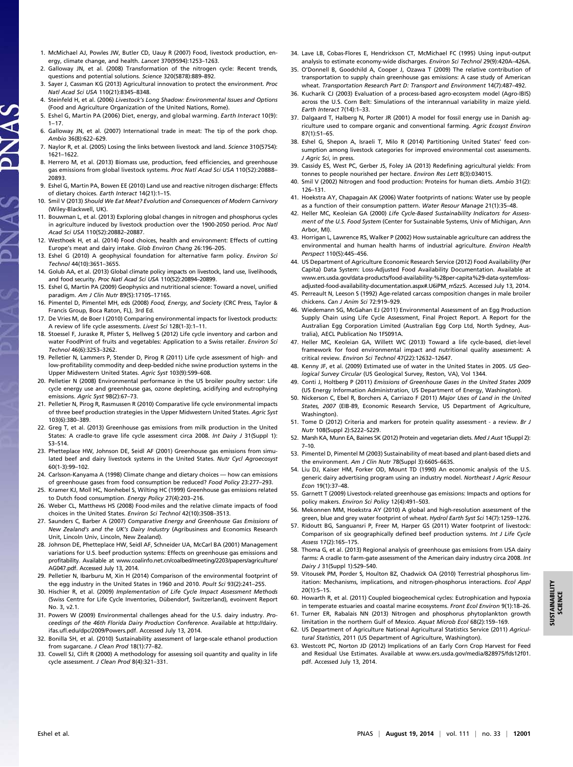1. McMichael AJ, Powles JW, Butler CD, Uauy R (2007) Food, livestock production, energy, climate change, and health. *Lancet* 370(9594):1253–1263.
2. Galloway JN, et al. (2008) Transformation of the nitrogen cycle: Recent trends, questions and potential solutions. *Science* 320(5878):889–892.
3. Sayer J, Cassman KG (2013) Agricultural innovation to protect the environment. *Proc Natl Acad Sci USA* 110(21):8345–8348.
4. Steinfeld H, et al. (2006) *Livestock's Long Shadow: Environmental Issues and Options* (Food and Agriculture Organization of the United Nations, Rome).
5. Eshel G, Martin PA (2006) Diet, energy, and global warming. *Earth Interact* 10(9): 1–17.
6. Galloway JN, et al. (2007) International trade in meat: The tip of the pork chop. *Ambio* 36(8):622–629.
7. Naylor R, et al. (2005) Losing the links between livestock and land. *Science* 310(5754): 1621–1622.
8. Herrero M, et al. (2013) Biomass use, production, feed efficiencies, and greenhouse gas emissions from global livestock systems. *Proc Natl Acad Sci USA* 110(52):20888–20893.
9. Eshel G, Martin PA, Bowen EE (2010) Land use and reactive nitrogen discharge: Effects of dietary choices. *Earth Interact* 14(21):1–15.
10. Smil V (2013) *Should We Eat Meat? Evolution and Consequences of Modern Carnivory* (Wiley-Blackwell, UK).
11. Bouwman L, et al. (2013) Exploring global changes in nitrogen and phosphorus cycles in agriculture induced by livestock production over the 1900-2050 period. *Proc Natl Acad Sci USA* 110(52):20882–20887.
12. Westhoek H, et al. (2014) Food choices, health and environment: Effects of cutting Europe's meat and dairy intake. *Glob Environ Chang* 26:196–205.
13. Eshel G (2010) A geophysical foundation for alternative farm policy. *Environ Sci Technol* 44(10):3651–3655.
14. Golub AA, et al. (2013) Global climate policy impacts on livestock, land use, livelihoods, and food security. *Proc Natl Acad Sci USA* 110(52):20894–20899.
15. Eshel G, Martin PA (2009) Geophysics and nutritional science: Toward a novel, unified paradigm. *Am J Clin Nutr* 89(5):1710S–1716S.
16. Pimentel D, Pimentel MH, eds (2008) *Food, Energy, and Society* (CRC Press, Taylor & Francis Group, Boca Raton, FL), 3rd Ed.
17. De Vries M, de Boer I (2010) Comparing environmental impacts for livestock products: A review of life cycle assessments. *Livest Sci* 128(1-3):1–11.
18. Stoessel F, Juraske R, Pfister S, Hellweg S (2012) Life cycle inventory and carbon and water FoodPrint of fruits and vegetables: Application to a Swiss retailer. *Environ Sci Technol* 46(6):3253–3262.
19. Pelletier N, Lammers P, Stender D, Pirog R (2011) Life cycle assessment of high- and low-profitability commodity and deep-bedded niche swine production systems in the Upper Midwestern United States. *Agric Syst* 103(9):599–608.
20. Pelletier N (2008) Environmental performance in the US broiler poultry sector: Life cycle energy use and greenhouse gas, ozone depleting, acidifying and eutrophying emissions. *Agric Syst* 98(2):67–73.
21. Pelletier N, Pirog R, Rasmussen R (2010) Comparative life cycle environmental impacts of three beef production strategies in the Upper Midwestern United States. *Agric Syst* 103(6):380–389.
22. Greg T, et al. (2013) Greenhouse gas emissions from milk production in the United States: A cradle-to grave life cycle assessment circa 2008. *Int Dairy J* 31(Suppl 1): S3–S14.
23. Phetteplace HW, Johnson DE, Seidl AF (2001) Greenhouse gas emissions from simulated beef and dairy livestock systems in the United States. *Nutr Cycl Agroecosyst* 60(1-3):99–102.
24. Carlsson-Kanyama A (1998) Climate change and dietary choices — how can emissions of greenhouse gases from food consumption be reduced? *Food Policy* 23:277–293.
25. Kramer KJ, Moll HC, Nonhebel S, Wilting HC (1999) Greenhouse gas emissions related to Dutch food consumption. *Energy Policy* 27(4):203–216.
26. Weber CL, Matthews HS (2008) Food-miles and the relative climate impacts of food choices in the United States. *Environ Sci Technol* 42(10):3508–3513.
27. Saunders C, Barber A (2007) *Comparative Energy and Greenhouse Gas Emissions of New Zealand's and the UK's Dairy Industry* (Agribusiness and Economics Research Unit, Lincoln Univ, Lincoln, New Zealand).
28. Johnson DE, Phetteplace HW, Seidl AF, Schneider UA, McCarl BA (2001) Management variations for U.S. beef production systems: Effects on greenhouse gas emissions and profitability. Available at www.coalinfo.net.cn/coalbed/meeting/2203/papers/agriculture/AG047.pdf. Accessed July 13, 2014.
29. Pelletier N, Ibarburu M, Xin H (2014) Comparison of the environmental footprint of the egg industry in the United States in 1960 and 2010. *Poult Sci* 93(2):241–255.
30. Hischier R, et al. (2009) *Implementation of Life Cycle Impact Assessment Methods* (Swiss Centre for Life Cycle Inventories, Dübendorf, Switzerland), evoinvent Report No. 3, v2.1.
31. Powers W (2009) Environmental challenges ahead for the U.S. dairy industry. *Proceedings of the 46th Florida Dairy Production Conference*. Available at http://dairy.ifas.ufl.edu/dpc/2009/Powers.pdf. Accessed July 13, 2014.
32. Bonilla SH, et al. (2010) Sustainability assessment of large-scale ethanol production from sugarcane. *J Clean Prod* 18(1):77–82.
33. Cowell SJ, Clift R (2000) A methodology for assessing soil quantity and quality in life cycle assessment. *J Clean Prod* 8(4):321–331.
34. Lave LB, Cobas-Flores E, Hendrickson CT, McMichael FC (1995) Using input-output analysis to estimate economy-wide discharges. *Environ Sci Technol* 29(9):420A–426A.
35. O'Donnell B, Goodchild A, Cooper J, Ozawa T (2009) The relative contribution of transportation to supply chain greenhouse gas emissions: A case study of American wheat. *Transportation Research Part D: Transport and Environment* 14(7):487–492.
36. Kucharik CJ (2003) Evaluation of a process-based agro-ecosystem model (Agro-IBIS) across the U.S. Corn Belt: Simulations of the interannual variability in maize yield. *Earth Interact* 7(14):1–33.
37. Dalgaard T, Halberg N, Porter JR (2001) A model for fossil energy use in Danish agriculture used to compare organic and conventional farming. *Agric Ecosyst Environ* 87(1):51–65.
38. Eshel G, Shepon A, Israeli T, Milo R (2014) Partitioning United States' feed consumption among livestock categories for improved environmental cost assessments. *J Agric Sci*, in press.
39. Cassidy ES, West PC, Gerber JS, Foley JA (2013) Redefining agricultural yields: From tonnes to people nourished per hectare. *Environ Res Lett* 8(3):034015.
40. Smil V (2002) Nitrogen and food production: Proteins for human diets. *Ambio* 31(2): 126–131.
41. Hoekstra AY, Chapagain AK (2006) Water footprints of nations: Water use by people as a function of their consumption pattern. *Water Resour Manage* 21(1):35–48.
42. Heller MC, Keoleian GA (2000) *Life Cycle-Based Sustainability Indicators for Assessment of the U.S. Food System* (Center for Sustainable Systems, Univ of Michigan, Ann Arbor, MI).
43. Horrigan L, Lawrence RS, Walker P (2002) How sustainable agriculture can address the environmental and human health harms of industrial agriculture. *Environ Health Perspect* 110(5):445–456.
44. US Department of Agriculture Economic Research Service (2012) Food Availability (Per Capita) Data System: Loss-Adjusted Food Availability Documentation. Available at www.ers.usda.gov/data-products/food-availability-%28per-capita%29-data-system/loss-adjusted-food-availability-documentation.aspx#.U6iPM_mSzz5. Accessed July 13, 2014.
45. Perreault N, Leeson S (1992) Age-related carcass composition changes in male broiler chickens. *Can J Anim Sci* 72:919–929.
46. Wiedemann SG, McGahan EJ (2011) Environmental Assessment of an Egg Production Supply Chain using Life Cycle Assessment, Final Project Report. A Report for the Australian Egg Corporation Limited (Australian Egg Corp Ltd, North Sydney, Australia), AECL Publication No 1FS091A.
47. Heller MC, Keoleian GA, Willett WC (2013) Toward a life cycle-based, diet-level framework for food environmental impact and nutritional quality assessment: A critical review. *Environ Sci Technol* 47(22):12632–12647.
48. Kenny JF, et al. (2009) Estimated use of water in the United States in 2005. *US Geological Survey Circular* (US Geological Survey, Reston, VA), Vol 1344.
49. Conti J, Holtberg P (2011) *Emissions of Greenhouse Gases in the United States 2009* (US Energy Information Administration, US Department of Energy, Washington).
50. Nickerson C, Ebel R, Borchers A, Carriazo F (2011) *Major Uses of Land in the United States, 2007* (EIB-89, Economic Research Service, US Department of Agriculture, Washington).
51. Tome D (2012) Criteria and markers for protein quality assessment - a review. *Br J Nutr* 108(Suppl 2):S222–S229.
52. Marsh KA, Munn EA, Baines SK (2012) Protein and vegetarian diets. *Med J Aust* 1(Suppl 2): 7–10.
53. Pimentel D, Pimentel M (2003) Sustainability of meat-based and plant-based diets and the environment. *Am J Clin Nutr* 78(Suppl 3):660S–663S.
54. Liu DJ, Kaiser HM, Forker OD, Mount TD (1990) An economic analysis of the U.S. generic dairy advertising program using an industry model. *Northeast J Agric Resour Econ* 19(1):37–48.
55. Garnett T (2009) Livestock-related greenhouse gas emissions: Impacts and options for policy makers. *Environ Sci Policy* 12(4):491–503.
56. Mekonnen MM, Hoekstra AY (2010) A global and high-resolution assessment of the green, blue and grey water footprint of wheat. *Hydrol Earth Syst Sci* 14(7):1259–1276.
57. Ridoutt BG, Sanguansri P, Freer M, Harper GS (2011) Water footprint of livestock: Comparison of six geographically defined beef production systems. *Int J Life Cycle Assess* 17(2):165–175.
58. Thoma G, et al. (2013) Regional analysis of greenhouse gas emissions from USA dairy farms: A cradle to farm-gate assessment of the American dairy industry circa 2008. *Int Dairy J* 31(Suppl 1):S29–S40.
59. Vitousek PM, Porder S, Houlton BZ, Chadwick OA (2010) Terrestrial phosphorus limitation: Mechanisms, implications, and nitrogen-phosphorus interactions. *Ecol Appl* 20(1):5–15.
60. Howarth R, et al. (2011) Coupled biogeochemical cycles: Eutrophication and hypoxia in temperate estuaries and coastal marine ecosystems. *Front Ecol Environ* 9(1):18–26.
61. Turner ER, Rabalais NN (2013) Nitrogen and phosphorus phytoplankton growth limitation in the northern Gulf of Mexico. *Aquat Microb Ecol* 68(2):159–169.
62. US Department of Agriculture National Agricultural Statistics Service (2011) *Agricultural Statistics*, 2011 (US Department of Agriculture, Washington).
63. Westcott PC, Norton JD (2012) Implications of an Early Corn Crop Harvest for Feed and Residual Use Estimates. Available at www.ers.usda.gov/media/828975/fds12f01.pdf. Accessed July 13, 2014.